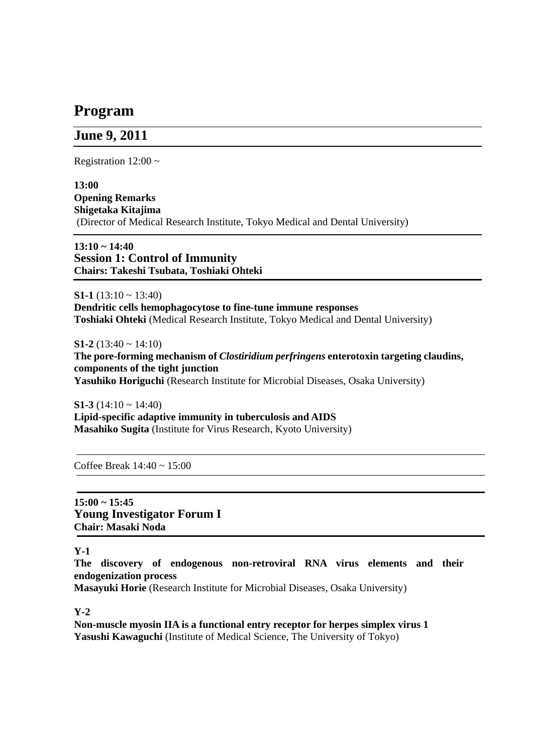# Program

## June 9, 2011

Registration 12:00 ~

**13:00**
**Opening Remarks**
**Shigetaka Kitajima**
(Director of Medical Research Institute, Tokyo Medical and Dental University)

**13:10 ~ 14:40**
### Session 1: Control of Immunity
**Chairs: Takeshi Tsubata, Toshiaki Ohteki**

**S1-1** (13:10 ~ 13:40)
**Dendritic cells hemophagocytose to fine-tune immune responses**
**Toshiaki Ohteki** (Medical Research Institute, Tokyo Medical and Dental University)

**S1-2** (13:40 ~ 14:10)
**The pore-forming mechanism of *Clostiridium perfringens* enterotoxin targeting claudins, components of the tight junction**
**Yasuhiko Horiguchi** (Research Institute for Microbial Diseases, Osaka University)

**S1-3** (14:10 ~ 14:40)
**Lipid-specific adaptive immunity in tuberculosis and AIDS**
**Masahiko Sugita** (Institute for Virus Research, Kyoto University)

Coffee Break 14:40 ~ 15:00

**15:00 ~ 15:45**
### Young Investigator Forum I
**Chair: Masaki Noda**

**Y-1**
**The discovery of endogenous non-retroviral RNA virus elements and their endogenization process**
**Masayuki Horie** (Research Institute for Microbial Diseases, Osaka University)

**Y-2**
**Non-muscle myosin IIA is a functional entry receptor for herpes simplex virus 1**
**Yasushi Kawaguchi** (Institute of Medical Science, The University of Tokyo)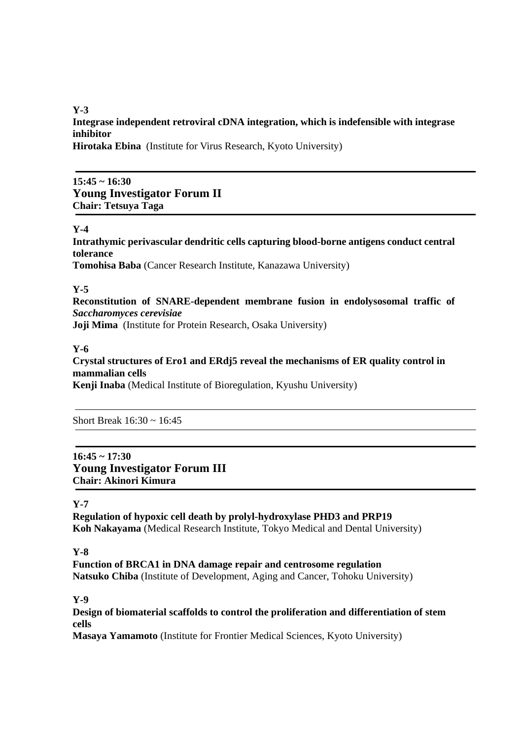**Y-3**

**Integrase independent retroviral cDNA integration, which is indefensible with integrase inhibitor**

**Hirotaka Ebina** (Institute for Virus Research, Kyoto University)

---

**15:45 ~ 16:30**

## Young Investigator Forum II

**Chair: Tetsuya Taga**

---

**Y-4**

**Intrathymic perivascular dendritic cells capturing blood-borne antigens conduct central tolerance**

**Tomohisa Baba** (Cancer Research Institute, Kanazawa University)

**Y-5**

**Reconstitution of SNARE-dependent membrane fusion in endolysosomal traffic of *Saccharomyces cerevisiae***

**Joji Mima** (Institute for Protein Research, Osaka University)

**Y-6**

**Crystal structures of Ero1 and ERdj5 reveal the mechanisms of ER quality control in mammalian cells**

**Kenji Inaba** (Medical Institute of Bioregulation, Kyushu University)

---

Short Break 16:30 ~ 16:45

---

**16:45 ~ 17:30**

## Young Investigator Forum III

**Chair: Akinori Kimura**

---

**Y-7**

**Regulation of hypoxic cell death by prolyl-hydroxylase PHD3 and PRP19**

**Koh Nakayama** (Medical Research Institute, Tokyo Medical and Dental University)

**Y-8**

**Function of BRCA1 in DNA damage repair and centrosome regulation**

**Natsuko Chiba** (Institute of Development, Aging and Cancer, Tohoku University)

**Y-9**

**Design of biomaterial scaffolds to control the proliferation and differentiation of stem cells**

**Masaya Yamamoto** (Institute for Frontier Medical Sciences, Kyoto University)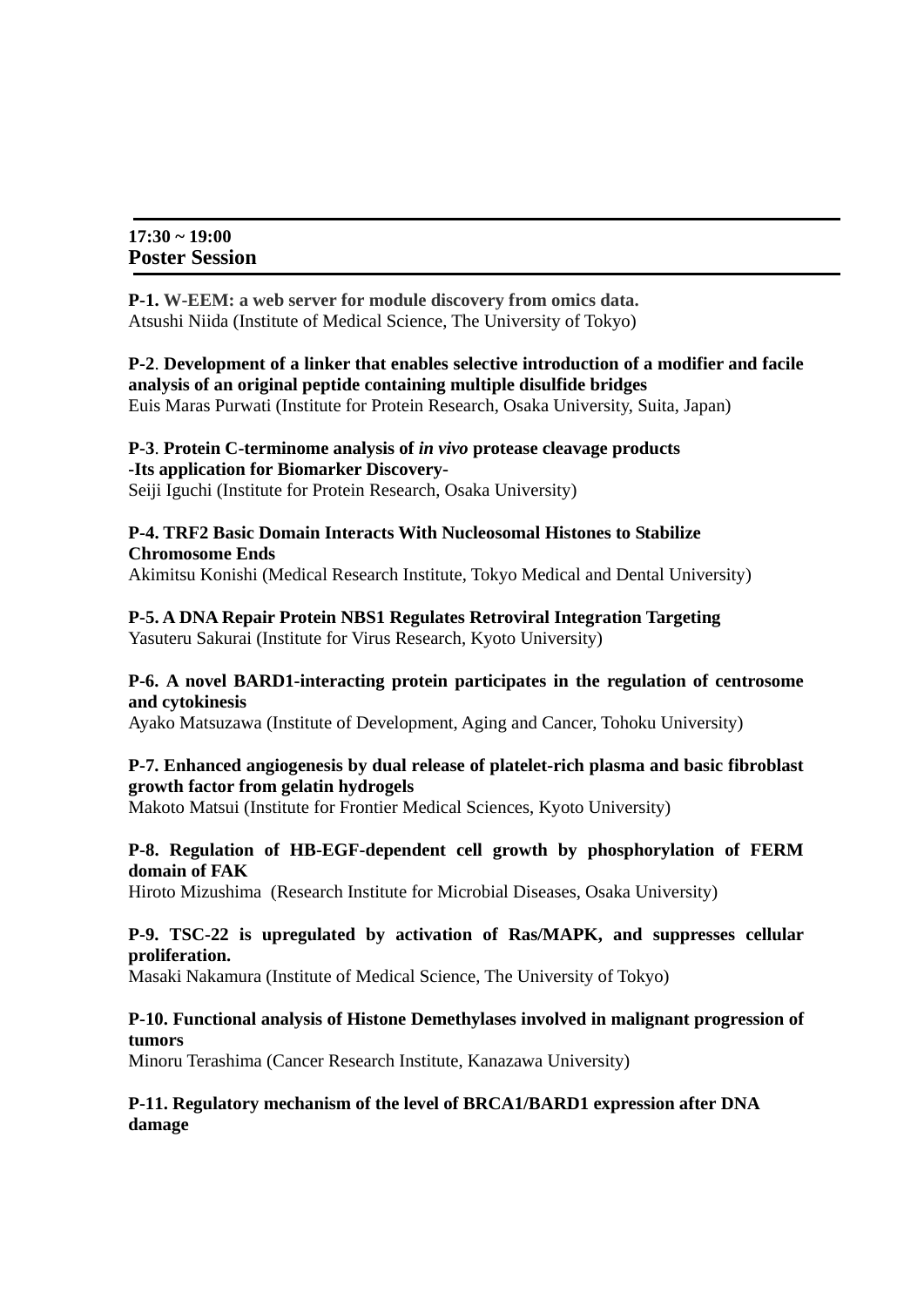**17:30 ~ 19:00**
## Poster Session

**P-1. W-EEM: a web server for module discovery from omics data.**
Atsushi Niida (Institute of Medical Science, The University of Tokyo)

**P-2**. **Development of a linker that enables selective introduction of a modifier and facile analysis of an original peptide containing multiple disulfide bridges**
Euis Maras Purwati (Institute for Protein Research, Osaka University, Suita, Japan)

**P-3**. **Protein C-terminome analysis of *in vivo* protease cleavage products -Its application for Biomarker Discovery-**
Seiji Iguchi (Institute for Protein Research, Osaka University)

**P-4. TRF2 Basic Domain Interacts With Nucleosomal Histones to Stabilize Chromosome Ends**
Akimitsu Konishi (Medical Research Institute, Tokyo Medical and Dental University)

**P-5. A DNA Repair Protein NBS1 Regulates Retroviral Integration Targeting**
Yasuteru Sakurai (Institute for Virus Research, Kyoto University)

**P-6. A novel BARD1-interacting protein participates in the regulation of centrosome and cytokinesis**
Ayako Matsuzawa (Institute of Development, Aging and Cancer, Tohoku University)

**P-7. Enhanced angiogenesis by dual release of platelet-rich plasma and basic fibroblast growth factor from gelatin hydrogels**
Makoto Matsui (Institute for Frontier Medical Sciences, Kyoto University)

**P-8. Regulation of HB-EGF-dependent cell growth by phosphorylation of FERM domain of FAK**
Hiroto Mizushima (Research Institute for Microbial Diseases, Osaka University)

**P-9. TSC-22 is upregulated by activation of Ras/MAPK, and suppresses cellular proliferation.**
Masaki Nakamura (Institute of Medical Science, The University of Tokyo)

**P-10. Functional analysis of Histone Demethylases involved in malignant progression of tumors**
Minoru Terashima (Cancer Research Institute, Kanazawa University)

**P-11. Regulatory mechanism of the level of BRCA1/BARD1 expression after DNA damage**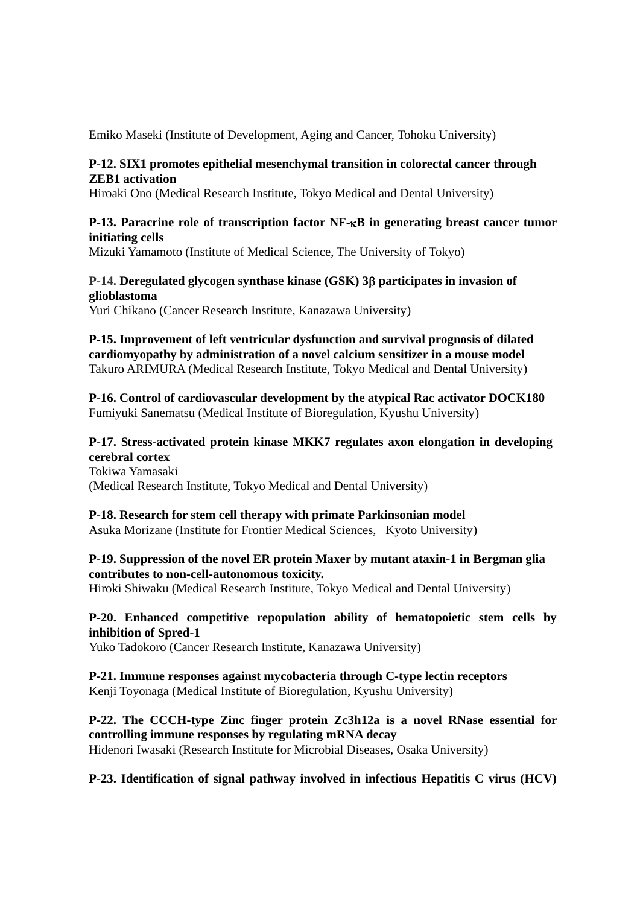Emiko Maseki (Institute of Development, Aging and Cancer, Tohoku University)

**P-12. SIX1 promotes epithelial mesenchymal transition in colorectal cancer through ZEB1 activation**
Hiroaki Ono (Medical Research Institute, Tokyo Medical and Dental University)

**P-13. Paracrine role of transcription factor NF-κB in generating breast cancer tumor initiating cells**
Mizuki Yamamoto (Institute of Medical Science, The University of Tokyo)

**P-14. Deregulated glycogen synthase kinase (GSK) 3β participates in invasion of glioblastoma**
Yuri Chikano (Cancer Research Institute, Kanazawa University)

**P-15. Improvement of left ventricular dysfunction and survival prognosis of dilated cardiomyopathy by administration of a novel calcium sensitizer in a mouse model**
Takuro ARIMURA (Medical Research Institute, Tokyo Medical and Dental University)

**P-16. Control of cardiovascular development by the atypical Rac activator DOCK180**
Fumiyuki Sanematsu (Medical Institute of Bioregulation, Kyushu University)

**P-17. Stress-activated protein kinase MKK7 regulates axon elongation in developing cerebral cortex**
Tokiwa Yamasaki
(Medical Research Institute, Tokyo Medical and Dental University)

**P-18. Research for stem cell therapy with primate Parkinsonian model**
Asuka Morizane (Institute for Frontier Medical Sciences, Kyoto University)

**P-19. Suppression of the novel ER protein Maxer by mutant ataxin-1 in Bergman glia contributes to non-cell-autonomous toxicity.**
Hiroki Shiwaku (Medical Research Institute, Tokyo Medical and Dental University)

**P-20. Enhanced competitive repopulation ability of hematopoietic stem cells by inhibition of Spred-1**
Yuko Tadokoro (Cancer Research Institute, Kanazawa University)

**P-21. Immune responses against mycobacteria through C-type lectin receptors**
Kenji Toyonaga (Medical Institute of Bioregulation, Kyushu University)

**P-22. The CCCH-type Zinc finger protein Zc3h12a is a novel RNase essential for controlling immune responses by regulating mRNA decay**
Hidenori Iwasaki (Research Institute for Microbial Diseases, Osaka University)

**P-23. Identification of signal pathway involved in infectious Hepatitis C virus (HCV)**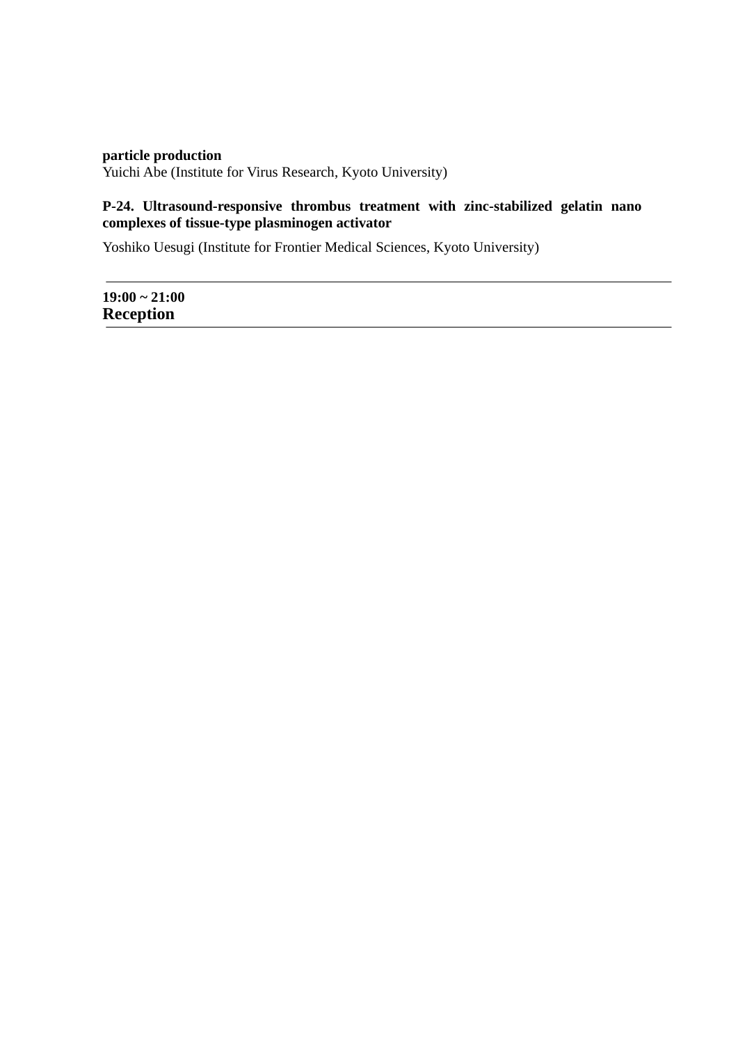**particle production**
Yuichi Abe (Institute for Virus Research, Kyoto University)

**P-24. Ultrasound-responsive thrombus treatment with zinc-stabilized gelatin nano complexes of tissue-type plasminogen activator**

Yoshiko Uesugi (Institute for Frontier Medical Sciences, Kyoto University)

---

**19:00 ~ 21:00**
**Reception**

---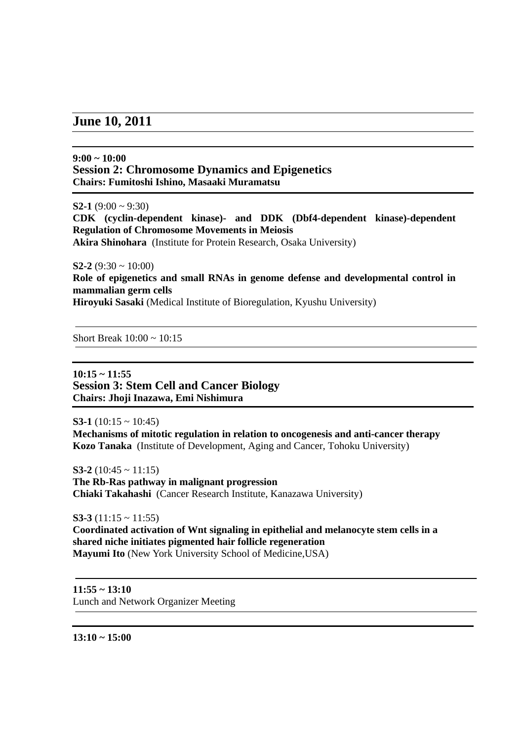## June 10, 2011

**9:00 ~ 10:00**
### Session 2: Chromosome Dynamics and Epigenetics
**Chairs: Fumitoshi Ishino, Masaaki Muramatsu**

**S2-1** (9:00 ~ 9:30)
**CDK (cyclin-dependent kinase)- and DDK (Dbf4-dependent kinase)-dependent Regulation of Chromosome Movements in Meiosis**
**Akira Shinohara** (Institute for Protein Research, Osaka University)

**S2-2** (9:30 ~ 10:00)
**Role of epigenetics and small RNAs in genome defense and developmental control in mammalian germ cells**
**Hiroyuki Sasaki** (Medical Institute of Bioregulation, Kyushu University)

Short Break 10:00 ~ 10:15

**10:15 ~ 11:55**
### Session 3: Stem Cell and Cancer Biology
**Chairs: Jhoji Inazawa, Emi Nishimura**

**S3-1** (10:15 ~ 10:45)
**Mechanisms of mitotic regulation in relation to oncogenesis and anti-cancer therapy**
**Kozo Tanaka** (Institute of Development, Aging and Cancer, Tohoku University)

**S3-2** (10:45 ~ 11:15)
**The Rb-Ras pathway in malignant progression**
**Chiaki Takahashi** (Cancer Research Institute, Kanazawa University)

**S3-3** (11:15 ~ 11:55)
**Coordinated activation of Wnt signaling in epithelial and melanocyte stem cells in a shared niche initiates pigmented hair follicle regeneration**
**Mayumi Ito** (New York University School of Medicine,USA)

**11:55 ~ 13:10**
Lunch and Network Organizer Meeting

**13:10 ~ 15:00**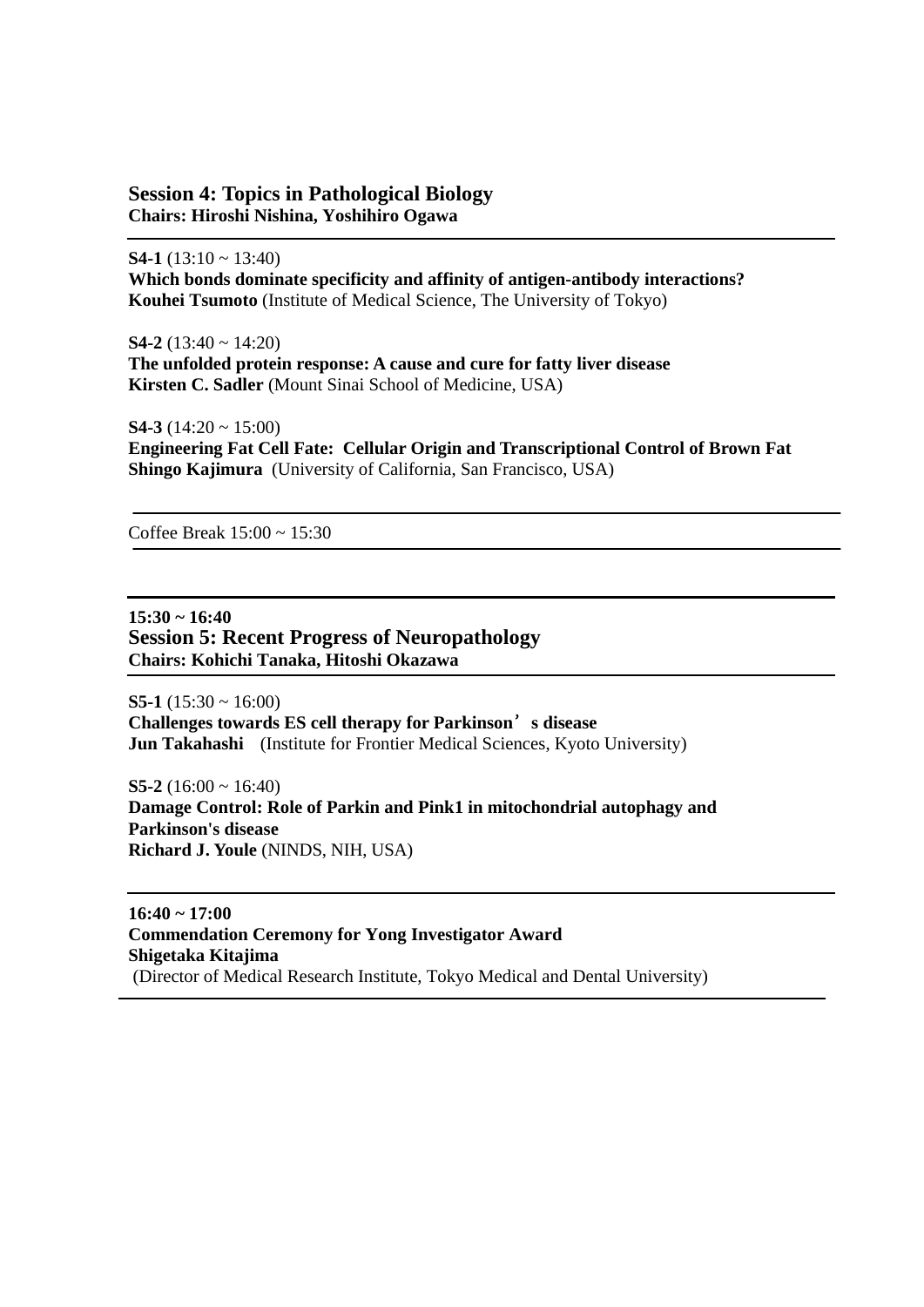## Session 4: Topics in Pathological Biology

**Chairs: Hiroshi Nishina, Yoshihiro Ogawa**

---

**S4-1** (13:10 ~ 13:40)
**Which bonds dominate specificity and affinity of antigen-antibody interactions?**
**Kouhei Tsumoto** (Institute of Medical Science, The University of Tokyo)

**S4-2** (13:40 ~ 14:20)
**The unfolded protein response: A cause and cure for fatty liver disease**
**Kirsten C. Sadler** (Mount Sinai School of Medicine, USA)

**S4-3** (14:20 ~ 15:00)
**Engineering Fat Cell Fate: Cellular Origin and Transcriptional Control of Brown Fat**
**Shingo Kajimura** (University of California, San Francisco, USA)

---

Coffee Break 15:00 ~ 15:30

---

---

**15:30 ~ 16:40**

## Session 5: Recent Progress of Neuropathology

**Chairs: Kohichi Tanaka, Hitoshi Okazawa**

---

**S5-1** (15:30 ~ 16:00)
**Challenges towards ES cell therapy for Parkinson’s disease**
**Jun Takahashi** (Institute for Frontier Medical Sciences, Kyoto University)

**S5-2** (16:00 ~ 16:40)
**Damage Control: Role of Parkin and Pink1 in mitochondrial autophagy and Parkinson's disease**
**Richard J. Youle** (NINDS, NIH, USA)

---

**16:40 ~ 17:00**
**Commendation Ceremony for Yong Investigator Award**
**Shigetaka Kitajima**
(Director of Medical Research Institute, Tokyo Medical and Dental University)

---